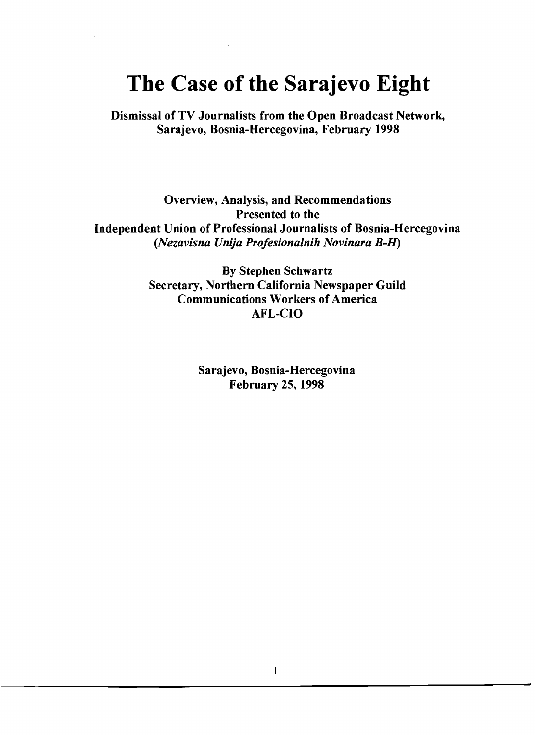# The Case of the Sarajevo Eight

**Dismissal of TV Journalists from the Open Broadcast Network, Sarajevo, Bosnia-Hercegovina, February 1998**

**Overview, Analysis, and Recommendations**
**Presented to the**
**Independent Union of Professional Journalists of Bosnia-Hercegovina**
**(*Nezavisna Unija Profesionalnih Novinara B-H*)**

**By Stephen Schwartz**
**Secretary, Northern California Newspaper Guild**
**Communications Workers of America**
**AFL-CIO**

**Sarajevo, Bosnia-Hercegovina**
**February 25, 1998**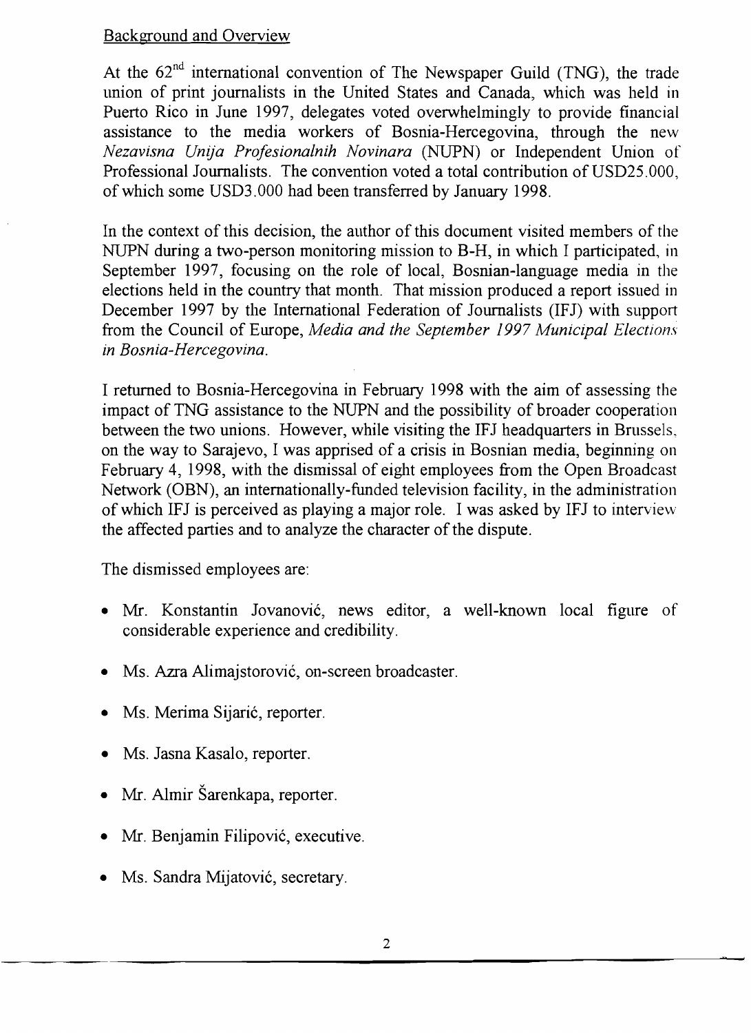## Background and Overview

At the 62nd international convention of The Newspaper Guild (TNG), the trade union of print journalists in the United States and Canada, which was held in Puerto Rico in June 1997, delegates voted overwhelmingly to provide financial assistance to the media workers of Bosnia-Hercegovina, through the new *Nezavisna Unija Profesionalnih Novinara* (NUPN) or Independent Union of Professional Journalists. The convention voted a total contribution of USD25.000, of which some USD3.000 had been transferred by January 1998.

In the context of this decision, the author of this document visited members of the NUPN during a two-person monitoring mission to B-H, in which I participated, in September 1997, focusing on the role of local, Bosnian-language media in the elections held in the country that month. That mission produced a report issued in December 1997 by the International Federation of Journalists (IFJ) with support from the Council of Europe, *Media and the September 1997 Municipal Elections in Bosnia-Hercegovina*.

I returned to Bosnia-Hercegovina in February 1998 with the aim of assessing the impact of TNG assistance to the NUPN and the possibility of broader cooperation between the two unions. However, while visiting the IFJ headquarters in Brussels, on the way to Sarajevo, I was apprised of a crisis in Bosnian media, beginning on February 4, 1998, with the dismissal of eight employees from the Open Broadcast Network (OBN), an internationally-funded television facility, in the administration of which IFJ is perceived as playing a major role. I was asked by IFJ to interview the affected parties and to analyze the character of the dispute.

The dismissed employees are:

- Mr. Konstantin Jovanović, news editor, a well-known local figure of considerable experience and credibility.
- Ms. Azra Alimajstorović, on-screen broadcaster.
- Ms. Merima Sijarić, reporter.
- Ms. Jasna Kasalo, reporter.
- Mr. Almir Šarenkapa, reporter.
- Mr. Benjamin Filipović, executive.
- Ms. Sandra Mijatović, secretary.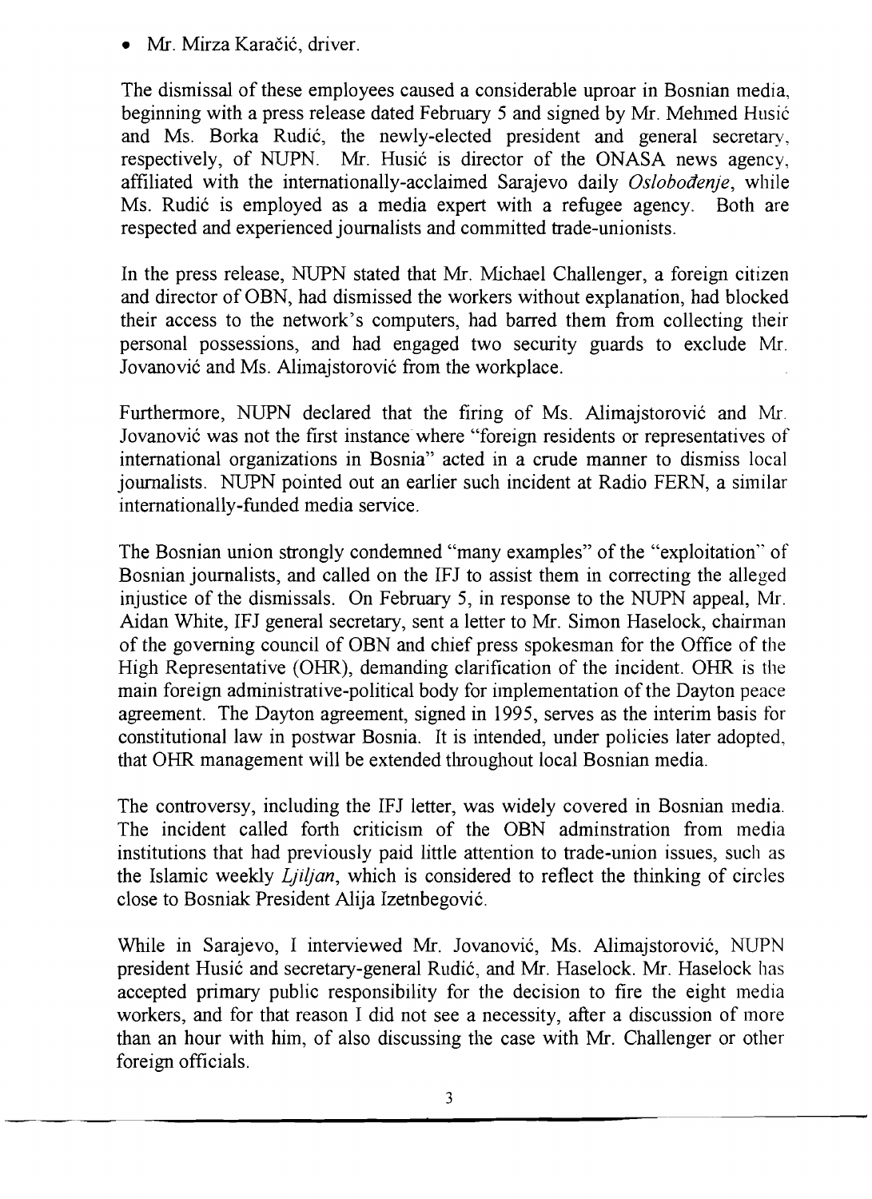- Mr. Mirza Karačić, driver.

The dismissal of these employees caused a considerable uproar in Bosnian media, beginning with a press release dated February 5 and signed by Mr. Mehmed Husić and Ms. Borka Rudić, the newly-elected president and general secretary, respectively, of NUPN. Mr. Husić is director of the ONASA news agency, affiliated with the internationally-acclaimed Sarajevo daily *Oslobođenje*, while Ms. Rudić is employed as a media expert with a refugee agency. Both are respected and experienced journalists and committed trade-unionists.

In the press release, NUPN stated that Mr. Michael Challenger, a foreign citizen and director of OBN, had dismissed the workers without explanation, had blocked their access to the network's computers, had barred them from collecting their personal possessions, and had engaged two security guards to exclude Mr. Jovanović and Ms. Alimajstorović from the workplace.

Furthermore, NUPN declared that the firing of Ms. Alimajstorović and Mr. Jovanović was not the first instance where "foreign residents or representatives of international organizations in Bosnia" acted in a crude manner to dismiss local journalists. NUPN pointed out an earlier such incident at Radio FERN, a similar internationally-funded media service.

The Bosnian union strongly condemned "many examples" of the "exploitation" of Bosnian journalists, and called on the IFJ to assist them in correcting the alleged injustice of the dismissals. On February 5, in response to the NUPN appeal, Mr. Aidan White, IFJ general secretary, sent a letter to Mr. Simon Haselock, chairman of the governing council of OBN and chief press spokesman for the Office of the High Representative (OHR), demanding clarification of the incident. OHR is the main foreign administrative-political body for implementation of the Dayton peace agreement. The Dayton agreement, signed in 1995, serves as the interim basis for constitutional law in postwar Bosnia. It is intended, under policies later adopted, that OHR management will be extended throughout local Bosnian media.

The controversy, including the IFJ letter, was widely covered in Bosnian media. The incident called forth criticism of the OBN adminstration from media institutions that had previously paid little attention to trade-union issues, such as the Islamic weekly *Ljiljan*, which is considered to reflect the thinking of circles close to Bosniak President Alija Izetnbegović.

While in Sarajevo, I interviewed Mr. Jovanović, Ms. Alimajstorović, NUPN president Husić and secretary-general Rudić, and Mr. Haselock. Mr. Haselock has accepted primary public responsibility for the decision to fire the eight media workers, and for that reason I did not see a necessity, after a discussion of more than an hour with him, of also discussing the case with Mr. Challenger or other foreign officials.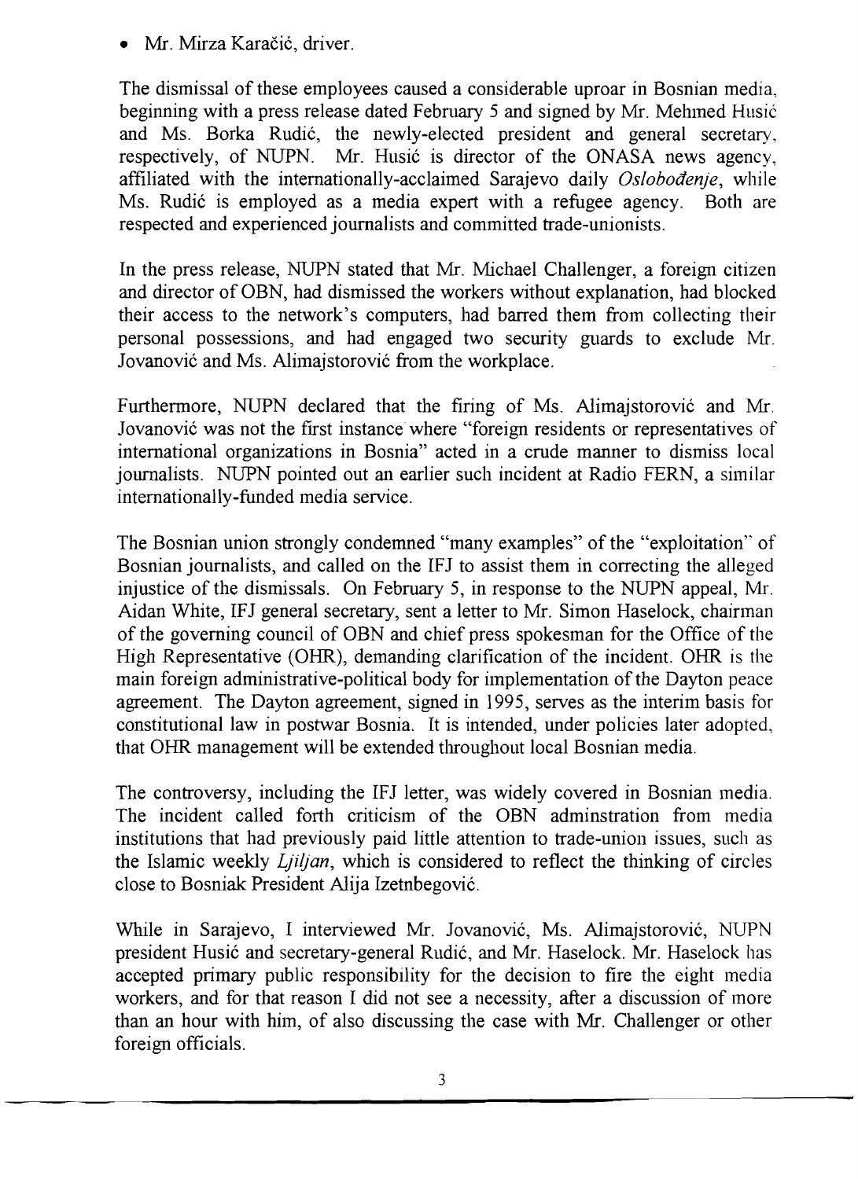- Mr. Mirza Karačić, driver.

The dismissal of these employees caused a considerable uproar in Bosnian media, beginning with a press release dated February 5 and signed by Mr. Mehmed Husić and Ms. Borka Rudić, the newly-elected president and general secretary, respectively, of NUPN. Mr. Husić is director of the ONASA news agency, affiliated with the internationally-acclaimed Sarajevo daily *Oslobođenje*, while Ms. Rudić is employed as a media expert with a refugee agency. Both are respected and experienced journalists and committed trade-unionists.

In the press release, NUPN stated that Mr. Michael Challenger, a foreign citizen and director of OBN, had dismissed the workers without explanation, had blocked their access to the network's computers, had barred them from collecting their personal possessions, and had engaged two security guards to exclude Mr. Jovanović and Ms. Alimajstorović from the workplace.

Furthermore, NUPN declared that the firing of Ms. Alimajstorović and Mr. Jovanović was not the first instance where "foreign residents or representatives of international organizations in Bosnia" acted in a crude manner to dismiss local journalists. NUPN pointed out an earlier such incident at Radio FERN, a similar internationally-funded media service.

The Bosnian union strongly condemned "many examples" of the "exploitation" of Bosnian journalists, and called on the IFJ to assist them in correcting the alleged injustice of the dismissals. On February 5, in response to the NUPN appeal, Mr. Aidan White, IFJ general secretary, sent a letter to Mr. Simon Haselock, chairman of the governing council of OBN and chief press spokesman for the Office of the High Representative (OHR), demanding clarification of the incident. OHR is the main foreign administrative-political body for implementation of the Dayton peace agreement. The Dayton agreement, signed in 1995, serves as the interim basis for constitutional law in postwar Bosnia. It is intended, under policies later adopted, that OHR management will be extended throughout local Bosnian media.

The controversy, including the IFJ letter, was widely covered in Bosnian media. The incident called forth criticism of the OBN adminstration from media institutions that had previously paid little attention to trade-union issues, such as the Islamic weekly *Ljiljan*, which is considered to reflect the thinking of circles close to Bosniak President Alija Izetnbegović.

While in Sarajevo, I interviewed Mr. Jovanović, Ms. Alimajstorović, NUPN president Husić and secretary-general Rudić, and Mr. Haselock. Mr. Haselock has accepted primary public responsibility for the decision to fire the eight media workers, and for that reason I did not see a necessity, after a discussion of more than an hour with him, of also discussing the case with Mr. Challenger or other foreign officials.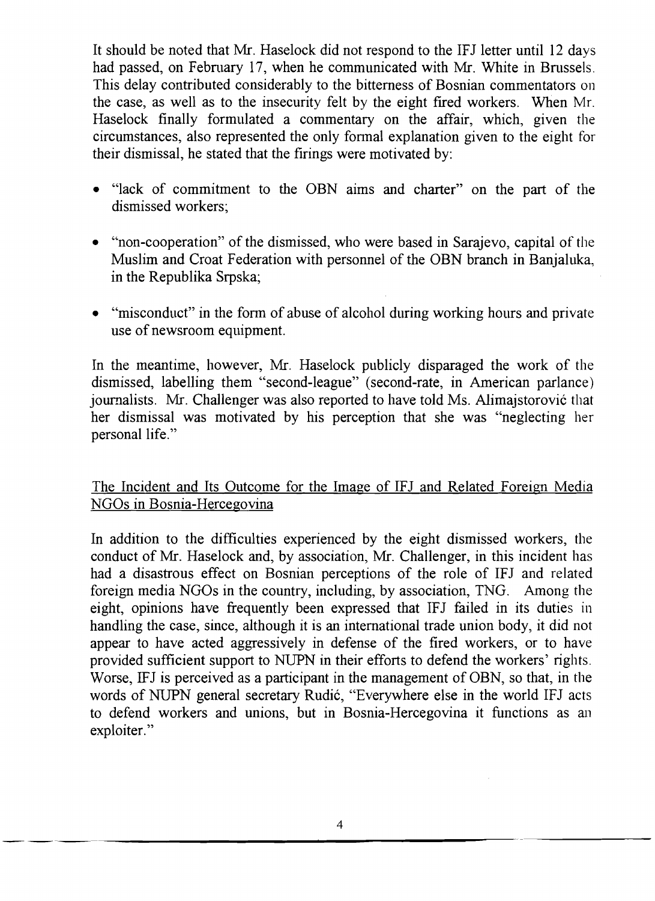It should be noted that Mr. Haselock did not respond to the IFJ letter until 12 days had passed, on February 17, when he communicated with Mr. White in Brussels. This delay contributed considerably to the bitterness of Bosnian commentators on the case, as well as to the insecurity felt by the eight fired workers. When Mr. Haselock finally formulated a commentary on the affair, which, given the circumstances, also represented the only formal explanation given to the eight for their dismissal, he stated that the firings were motivated by:

- "lack of commitment to the OBN aims and charter" on the part of the dismissed workers;
- "non-cooperation" of the dismissed, who were based in Sarajevo, capital of the Muslim and Croat Federation with personnel of the OBN branch in Banjaluka, in the Republika Srpska;
- "misconduct" in the form of abuse of alcohol during working hours and private use of newsroom equipment.

In the meantime, however, Mr. Haselock publicly disparaged the work of the dismissed, labelling them "second-league" (second-rate, in American parlance) journalists. Mr. Challenger was also reported to have told Ms. Alimajstorović that her dismissal was motivated by his perception that she was "neglecting her personal life."

## The Incident and Its Outcome for the Image of IFJ and Related Foreign Media NGOs in Bosnia-Hercegovina

In addition to the difficulties experienced by the eight dismissed workers, the conduct of Mr. Haselock and, by association, Mr. Challenger, in this incident has had a disastrous effect on Bosnian perceptions of the role of IFJ and related foreign media NGOs in the country, including, by association, TNG. Among the eight, opinions have frequently been expressed that IFJ failed in its duties in handling the case, since, although it is an international trade union body, it did not appear to have acted aggressively in defense of the fired workers, or to have provided sufficient support to NUPN in their efforts to defend the workers' rights. Worse, IFJ is perceived as a participant in the management of OBN, so that, in the words of NUPN general secretary Rudić, "Everywhere else in the world IFJ acts to defend workers and unions, but in Bosnia-Hercegovina it functions as an exploiter."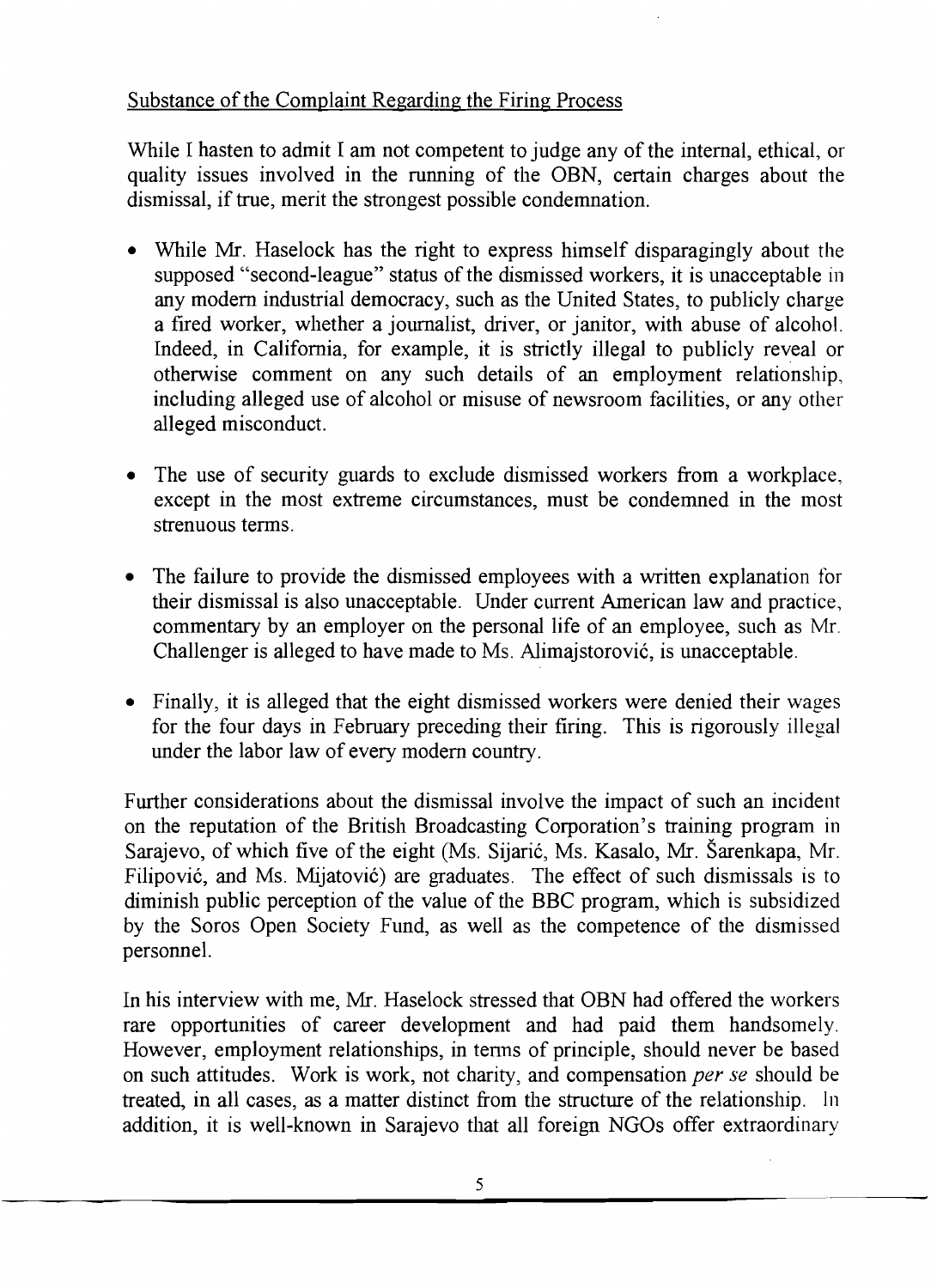Substance of the Complaint Regarding the Firing Process

While I hasten to admit I am not competent to judge any of the internal, ethical, or quality issues involved in the running of the OBN, certain charges about the dismissal, if true, merit the strongest possible condemnation.

- While Mr. Haselock has the right to express himself disparagingly about the supposed "second-league" status of the dismissed workers, it is unacceptable in any modern industrial democracy, such as the United States, to publicly charge a fired worker, whether a journalist, driver, or janitor, with abuse of alcohol. Indeed, in California, for example, it is strictly illegal to publicly reveal or otherwise comment on any such details of an employment relationship, including alleged use of alcohol or misuse of newsroom facilities, or any other alleged misconduct.

- The use of security guards to exclude dismissed workers from a workplace, except in the most extreme circumstances, must be condemned in the most strenuous terms.

- The failure to provide the dismissed employees with a written explanation for their dismissal is also unacceptable. Under current American law and practice, commentary by an employer on the personal life of an employee, such as Mr. Challenger is alleged to have made to Ms. Alimajstorović, is unacceptable.

- Finally, it is alleged that the eight dismissed workers were denied their wages for the four days in February preceding their firing. This is rigorously illegal under the labor law of every modern country.

Further considerations about the dismissal involve the impact of such an incident on the reputation of the British Broadcasting Corporation's training program in Sarajevo, of which five of the eight (Ms. Sijarić, Ms. Kasalo, Mr. Šarenkapa, Mr. Filipović, and Ms. Mijatović) are graduates. The effect of such dismissals is to diminish public perception of the value of the BBC program, which is subsidized by the Soros Open Society Fund, as well as the competence of the dismissed personnel.

In his interview with me, Mr. Haselock stressed that OBN had offered the workers rare opportunities of career development and had paid them handsomely. However, employment relationships, in terms of principle, should never be based on such attitudes. Work is work, not charity, and compensation *per se* should be treated, in all cases, as a matter distinct from the structure of the relationship. In addition, it is well-known in Sarajevo that all foreign NGOs offer extraordinary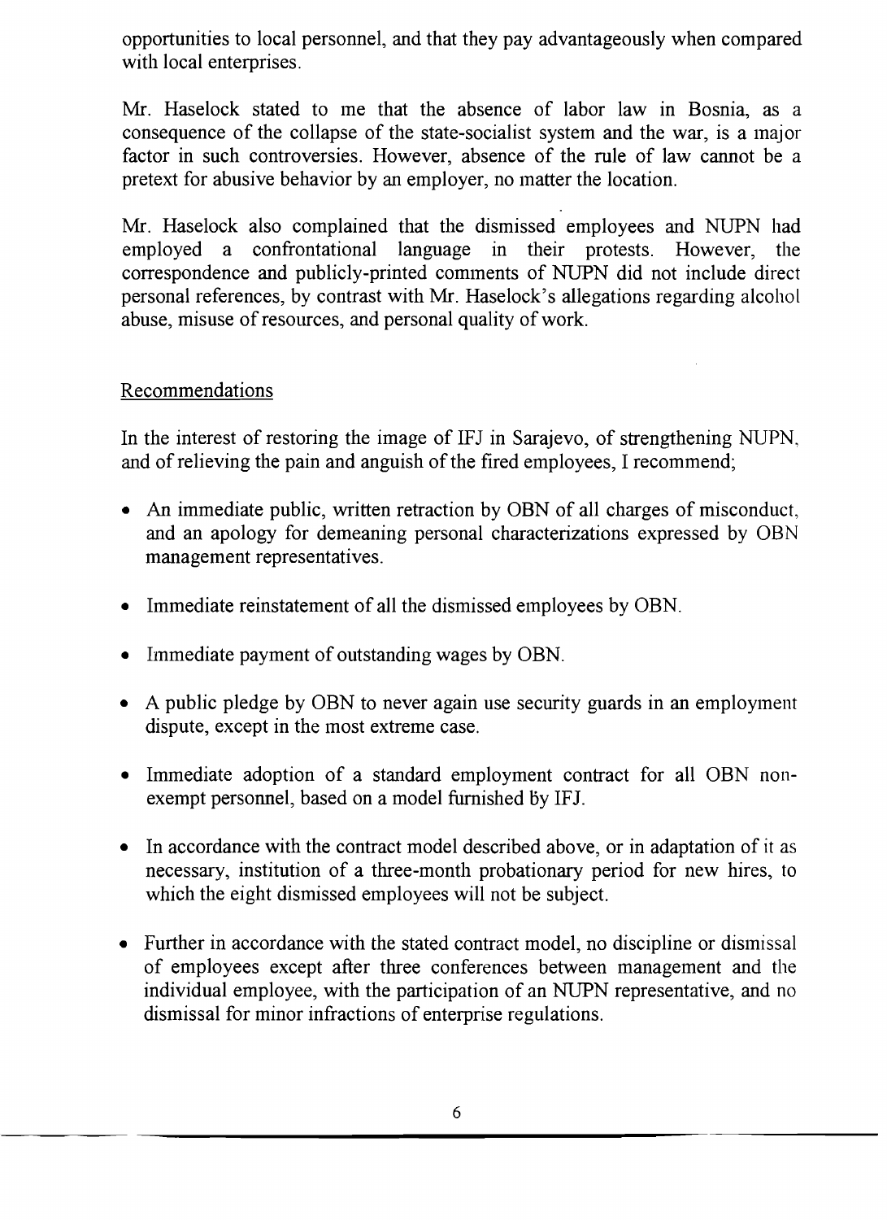opportunities to local personnel, and that they pay advantageously when compared with local enterprises.

Mr. Haselock stated to me that the absence of labor law in Bosnia, as a consequence of the collapse of the state-socialist system and the war, is a major factor in such controversies. However, absence of the rule of law cannot be a pretext for abusive behavior by an employer, no matter the location.

Mr. Haselock also complained that the dismissed employees and NUPN had employed a confrontational language in their protests. However, the correspondence and publicly-printed comments of NUPN did not include direct personal references, by contrast with Mr. Haselock's allegations regarding alcohol abuse, misuse of resources, and personal quality of work.

## Recommendations

In the interest of restoring the image of IFJ in Sarajevo, of strengthening NUPN, and of relieving the pain and anguish of the fired employees, I recommend;

- An immediate public, written retraction by OBN of all charges of misconduct, and an apology for demeaning personal characterizations expressed by OBN management representatives.
- Immediate reinstatement of all the dismissed employees by OBN.
- Immediate payment of outstanding wages by OBN.
- A public pledge by OBN to never again use security guards in an employment dispute, except in the most extreme case.
- Immediate adoption of a standard employment contract for all OBN non-exempt personnel, based on a model furnished by IFJ.
- In accordance with the contract model described above, or in adaptation of it as necessary, institution of a three-month probationary period for new hires, to which the eight dismissed employees will not be subject.
- Further in accordance with the stated contract model, no discipline or dismissal of employees except after three conferences between management and the individual employee, with the participation of an NUPN representative, and no dismissal for minor infractions of enterprise regulations.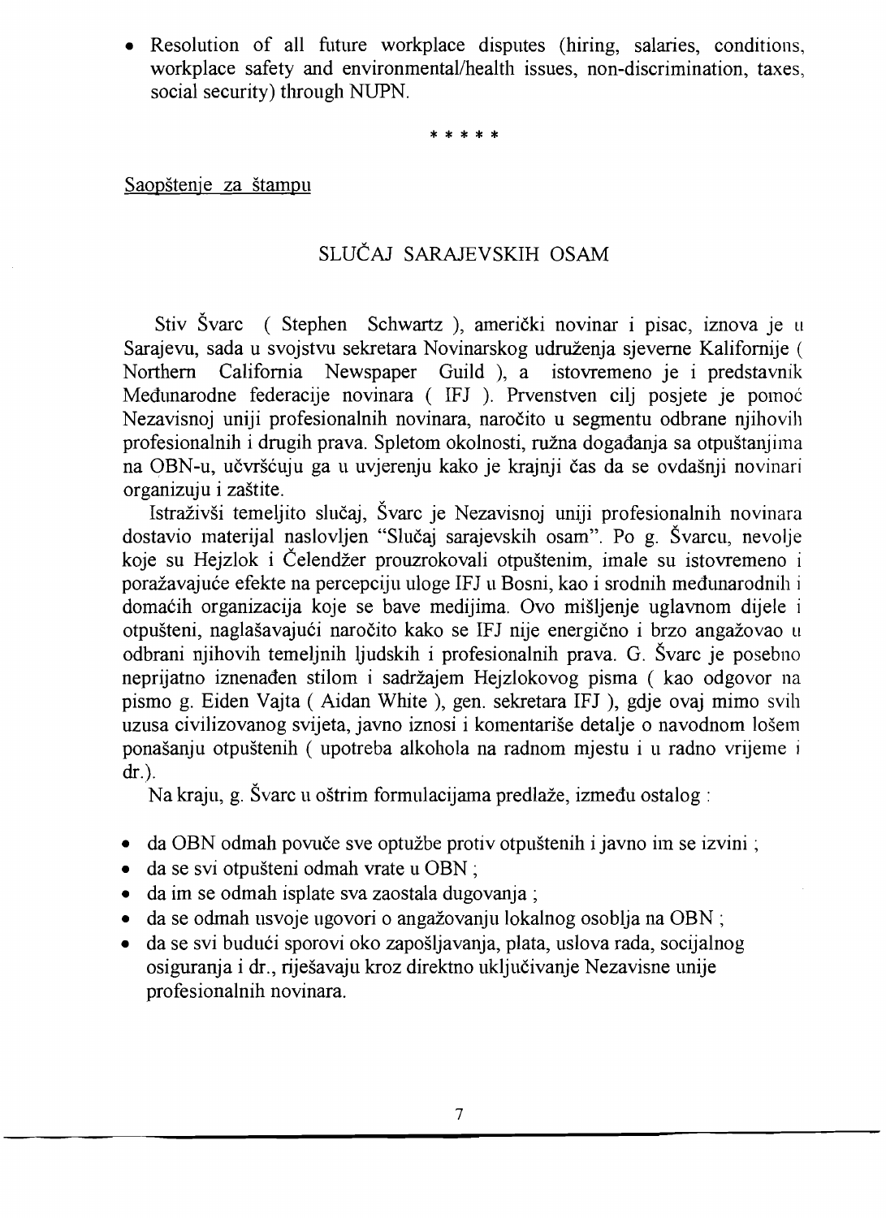- Resolution of all future workplace disputes (hiring, salaries, conditions, workplace safety and environmental/health issues, non-discrimination, taxes, social security) through NUPN.

\* \* \* \* \*

Saopštenje za štampu

## SLUČAJ SARAJEVSKIH OSAM

Stiv Švarc ( Stephen Schwartz ), američki novinar i pisac, iznova je u Sarajevu, sada u svojstvu sekretara Novinarskog udruženja sjeverne Kalifornije ( Northern California Newspaper Guild ), a istovremeno je i predstavnik Međunarodne federacije novinara ( IFJ ). Prvenstven cilj posjete je pomoć Nezavisnoj uniji profesionalnih novinara, naročito u segmentu odbrane njihovih profesionalnih i drugih prava. Spletom okolnosti, ružna događanja sa otpuštanjima na OBN-u, učvršćuju ga u uvjerenju kako je krajnji čas da se ovdašnji novinari organizuju i zaštite.

Istraživši temeljito slučaj, Švarc je Nezavisnoj uniji profesionalnih novinara dostavio materijal naslovljen "Slučaj sarajevskih osam". Po g. Švarcu, nevolje koje su Hejzlok i Čelendžer prouzrokovali otpuštenim, imale su istovremeno i poražavajuće efekte na percepciju uloge IFJ u Bosni, kao i srodnih međunarodnih i domaćih organizacija koje se bave medijima. Ovo mišljenje uglavnom dijele i otpušteni, naglašavajući naročito kako se IFJ nije energično i brzo angažovao u odbrani njihovih temeljnih ljudskih i profesionalnih prava. G. Švarc je posebno neprijatno iznenađen stilom i sadržajem Hejzlokovog pisma ( kao odgovor na pismo g. Eiden Vajta ( Aidan White ), gen. sekretara IFJ ), gdje ovaj mimo svih uzusa civilizovanog svijeta, javno iznosi i komentariše detalje o navodnom lošem ponašanju otpuštenih ( upotreba alkohola na radnom mjestu i u radno vrijeme i dr.).

Na kraju, g. Švarc u oštrim formulacijama predlaže, između ostalog :

- da OBN odmah povuče sve optužbe protiv otpuštenih i javno im se izvini ;
- da se svi otpušteni odmah vrate u OBN ;
- da im se odmah isplate sva zaostala dugovanja ;
- da se odmah usvoje ugovori o angažovanju lokalnog osoblja na OBN ;
- da se svi budući sporovi oko zapošljavanja, plata, uslova rada, socijalnog osiguranja i dr., riješavaju kroz direktno uključivanje Nezavisne unije profesionalnih novinara.